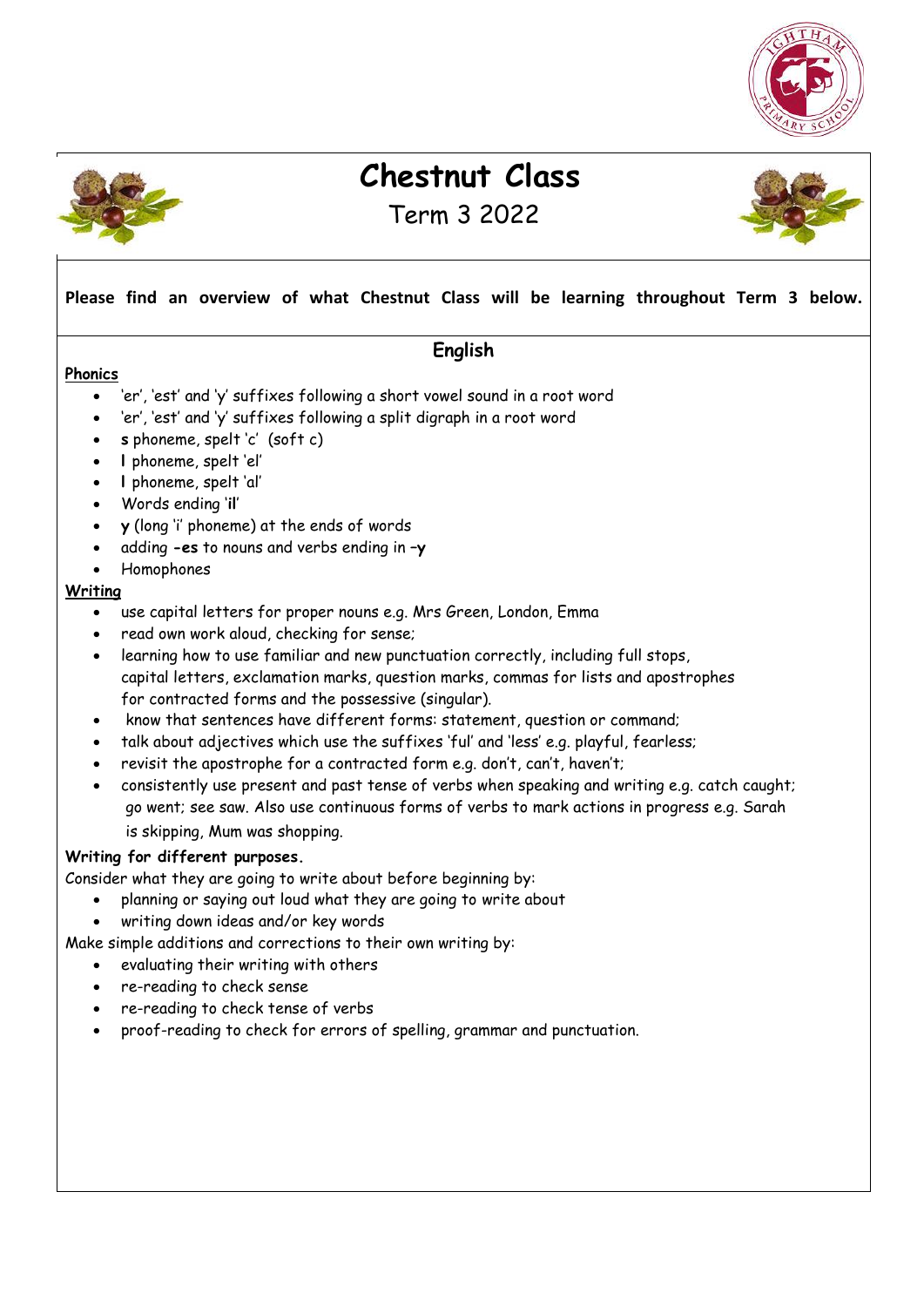# Chestnut Class

Term 3 2022

**Please find an overview of what Chestnut Class will be learning throughout Term 3 below.**

## English

**Phonics**

- 'er', 'est' and 'y' suffixes following a short vowel sound in a root word
- 'er', 'est' and 'y' suffixes following a split digraph in a root word
- **s** phoneme, spelt 'c' (soft c)
- **l** phoneme, spelt 'el'
- **l** phoneme, spelt 'al'
- Words ending '**il**'
- **y** (long 'i' phoneme) at the ends of words
- adding **-es** to nouns and verbs ending in –**y**
- Homophones

**Writing**

- use capital letters for proper nouns e.g. Mrs Green, London, Emma
- read own work aloud, checking for sense;
- learning how to use familiar and new punctuation correctly, including full stops, capital letters, exclamation marks, question marks, commas for lists and apostrophes for contracted forms and the possessive (singular).
- know that sentences have different forms: statement, question or command;
- talk about adjectives which use the suffixes 'ful' and 'less' e.g. playful, fearless;
- revisit the apostrophe for a contracted form e.g. don't, can't, haven't;
- consistently use present and past tense of verbs when speaking and writing e.g. catch caught; go went; see saw. Also use continuous forms of verbs to mark actions in progress e.g. Sarah is skipping, Mum was shopping.

**Writing for different purposes.**

Consider what they are going to write about before beginning by:

- planning or saying out loud what they are going to write about
- writing down ideas and/or key words

Make simple additions and corrections to their own writing by:

- evaluating their writing with others
- re-reading to check sense
- re-reading to check tense of verbs
- proof-reading to check for errors of spelling, grammar and punctuation.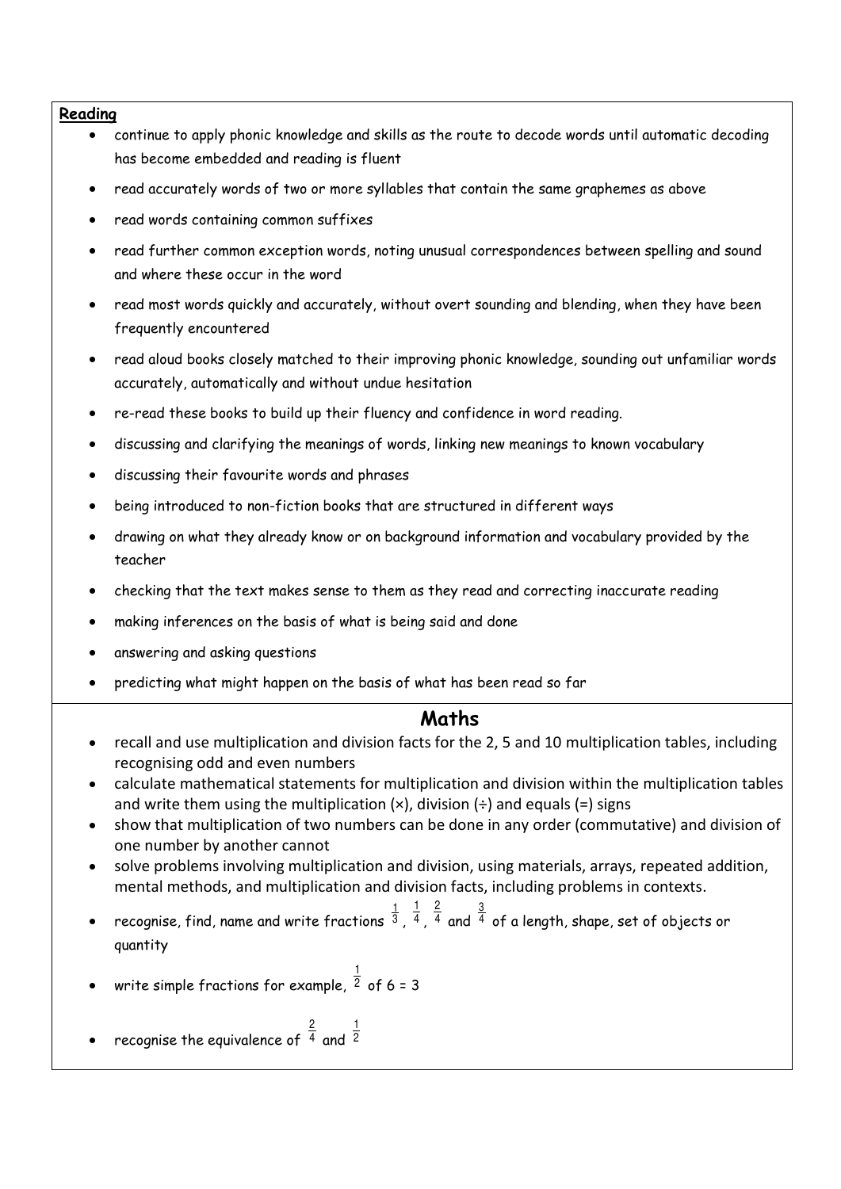**Reading**

- continue to apply phonic knowledge and skills as the route to decode words until automatic decoding has become embedded and reading is fluent
- read accurately words of two or more syllables that contain the same graphemes as above
- read words containing common suffixes
- read further common exception words, noting unusual correspondences between spelling and sound and where these occur in the word
- read most words quickly and accurately, without overt sounding and blending, when they have been frequently encountered
- read aloud books closely matched to their improving phonic knowledge, sounding out unfamiliar words accurately, automatically and without undue hesitation
- re-read these books to build up their fluency and confidence in word reading.
- discussing and clarifying the meanings of words, linking new meanings to known vocabulary
- discussing their favourite words and phrases
- being introduced to non-fiction books that are structured in different ways
- drawing on what they already know or on background information and vocabulary provided by the teacher
- checking that the text makes sense to them as they read and correcting inaccurate reading
- making inferences on the basis of what is being said and done
- answering and asking questions
- predicting what might happen on the basis of what has been read so far

## Maths

- recall and use multiplication and division facts for the 2, 5 and 10 multiplication tables, including recognising odd and even numbers
- calculate mathematical statements for multiplication and division within the multiplication tables and write them using the multiplication (×), division (÷) and equals (=) signs
- show that multiplication of two numbers can be done in any order (commutative) and division of one number by another cannot
- solve problems involving multiplication and division, using materials, arrays, repeated addition, mental methods, and multiplication and division facts, including problems in contexts.
- recognise, find, name and write fractions $\frac{1}{3}$, $\frac{1}{4}$, $\frac{2}{4}$ and $\frac{3}{4}$ of a length, shape, set of objects or quantity
- write simple fractions for example, $\frac{1}{2}$ of 6 = 3
- recognise the equivalence of $\frac{2}{4}$ and $\frac{1}{2}$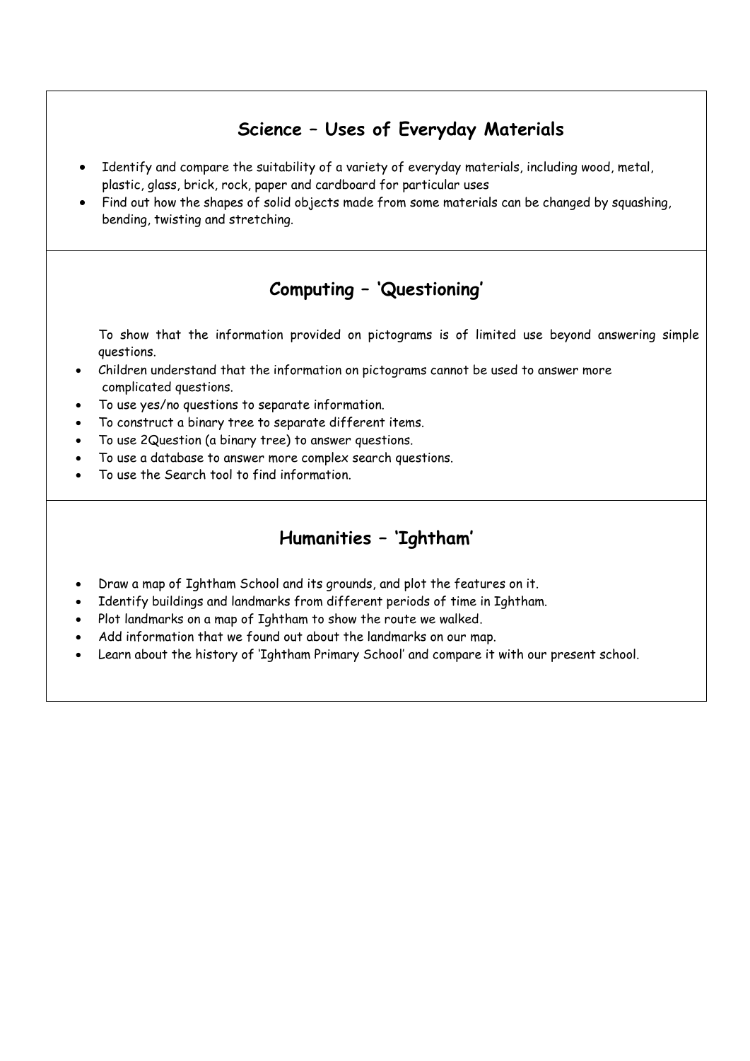## Science – Uses of Everyday Materials

- Identify and compare the suitability of a variety of everyday materials, including wood, metal, plastic, glass, brick, rock, paper and cardboard for particular uses
- Find out how the shapes of solid objects made from some materials can be changed by squashing, bending, twisting and stretching.

## Computing – 'Questioning'

To show that the information provided on pictograms is of limited use beyond answering simple questions.

- Children understand that the information on pictograms cannot be used to answer more complicated questions.
- To use yes/no questions to separate information.
- To construct a binary tree to separate different items.
- To use 2Question (a binary tree) to answer questions.
- To use a database to answer more complex search questions.
- To use the Search tool to find information.

## Humanities – 'Ightham'

- Draw a map of Ightham School and its grounds, and plot the features on it.
- Identify buildings and landmarks from different periods of time in Ightham.
- Plot landmarks on a map of Ightham to show the route we walked.
- Add information that we found out about the landmarks on our map.
- Learn about the history of 'Ightham Primary School' and compare it with our present school.